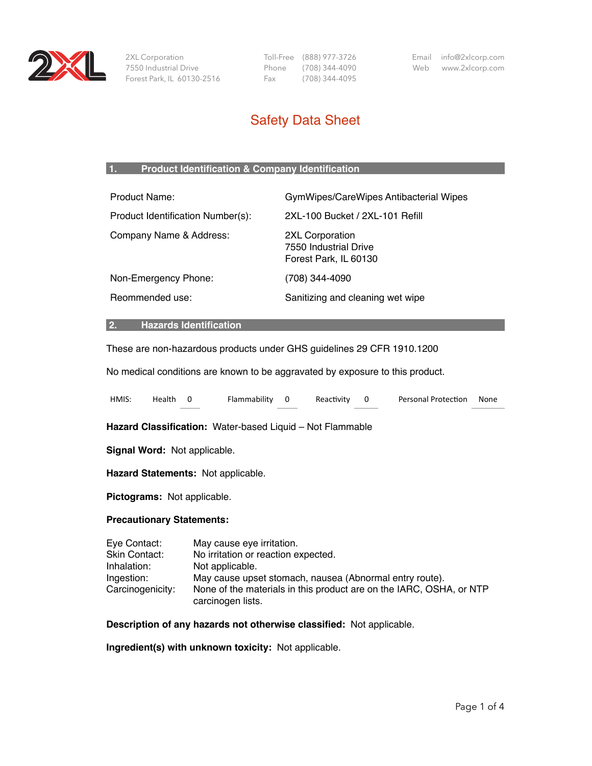2XL Corporation
7550 Industrial Drive
Forest Park, IL 60130-2516

Toll-Free (888) 977-3726
Phone (708) 344-4090
Fax (708) 344-4095

Email info@2xlcorp.com
Web www.2xlcorp.com

# Safety Data Sheet

## 1. Product Identification & Company Identification

| | |
|---|---|
| Product Name: | GymWipes/CareWipes Antibacterial Wipes |
| Product Identification Number(s): | 2XL-100 Bucket / 2XL-101 Refill |
| Company Name & Address: | 2XL Corporation<br>7550 Industrial Drive<br>Forest Park, IL 60130 |
| Non-Emergency Phone: | (708) 344-4090 |
| Reommended use: | Sanitizing and cleaning wet wipe |

## 2. Hazards Identification

These are non-hazardous products under GHS guidelines 29 CFR 1910.1200

No medical conditions are known to be aggravated by exposure to this product.

| HMIS: | Health | 0 | Flammability | 0 | Reactivity | 0 | Personal Protection | None |
|---|---|---|---|---|---|---|---|---|

**Hazard Classification:** Water-based Liquid – Not Flammable

**Signal Word:** Not applicable.

**Hazard Statements:** Not applicable.

**Pictograms:** Not applicable.

**Precautionary Statements:**

| | |
|---|---|
| Eye Contact: | May cause eye irritation. |
| Skin Contact: | No irritation or reaction expected. |
| Inhalation: | Not applicable. |
| Ingestion: | May cause upset stomach, nausea (Abnormal entry route). |
| Carcinogenicity: | None of the materials in this product are on the IARC, OSHA, or NTP carcinogen lists. |

**Description of any hazards not otherwise classified:** Not applicable.

**Ingredient(s) with unknown toxicity:** Not applicable.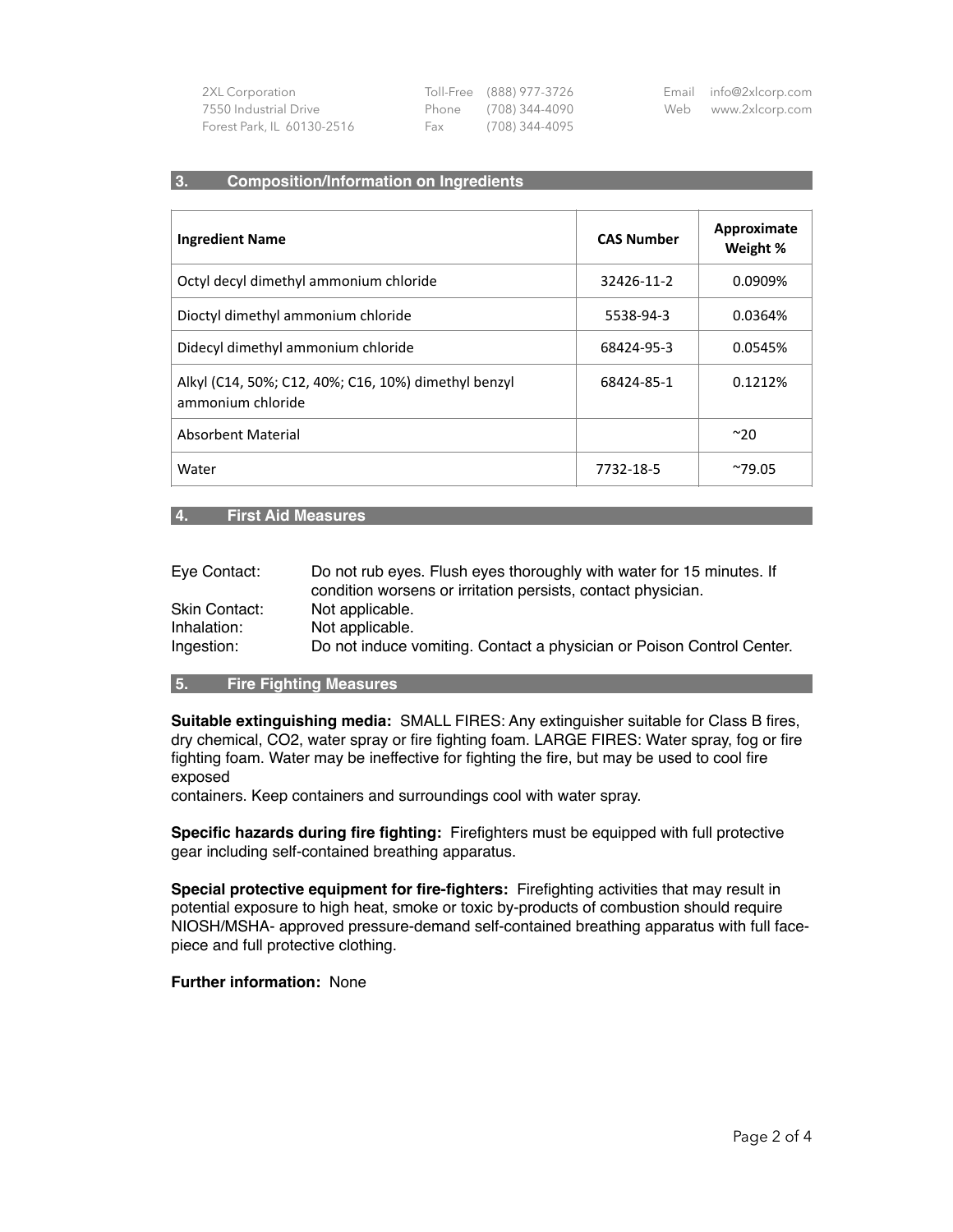## 3. Composition/Information on Ingredients

| Ingredient Name | CAS Number | Approximate Weight % |
|---|---|---|
| Octyl decyl dimethyl ammonium chloride | 32426-11-2 | 0.0909% |
| Dioctyl dimethyl ammonium chloride | 5538-94-3 | 0.0364% |
| Didecyl dimethyl ammonium chloride | 68424-95-3 | 0.0545% |
| Alkyl (C14, 50%; C12, 40%; C16, 10%) dimethyl benzyl ammonium chloride | 68424-85-1 | 0.1212% |
| Absorbent Material | | ~20 |
| Water | 7732-18-5 | ~79.05 |

## 4. First Aid Measures

Eye Contact: Do not rub eyes. Flush eyes thoroughly with water for 15 minutes. If condition worsens or irritation persists, contact physician.

Skin Contact: Not applicable.

Inhalation: Not applicable.

Ingestion: Do not induce vomiting. Contact a physician or Poison Control Center.

## 5. Fire Fighting Measures

**Suitable extinguishing media:** SMALL FIRES: Any extinguisher suitable for Class B fires, dry chemical, $CO_2$, water spray or fire fighting foam. LARGE FIRES: Water spray, fog or fire fighting foam. Water may be ineffective for fighting the fire, but may be used to cool fire exposed containers. Keep containers and surroundings cool with water spray.

**Specific hazards during fire fighting:** Firefighters must be equipped with full protective gear including self-contained breathing apparatus.

**Special protective equipment for fire-fighters:** Firefighting activities that may result in potential exposure to high heat, smoke or toxic by-products of combustion should require NIOSH/MSHA- approved pressure-demand self-contained breathing apparatus with full face-piece and full protective clothing.

**Further information:** None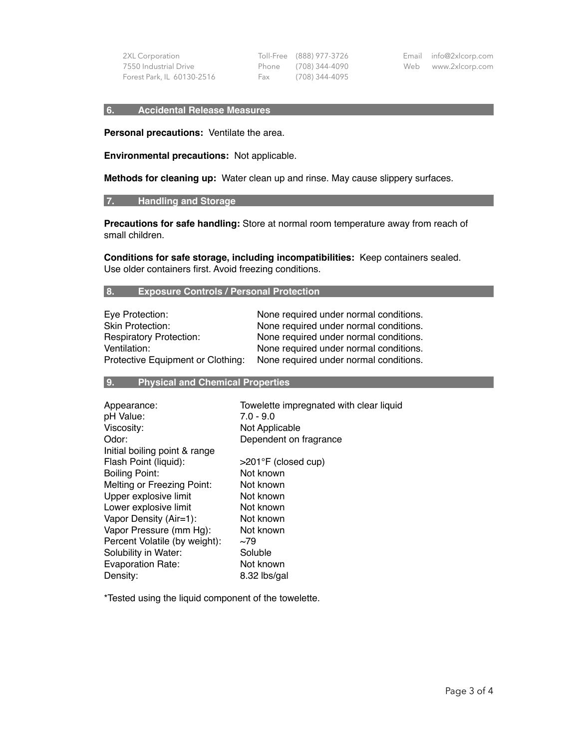## 6. Accidental Release Measures

**Personal precautions:** Ventilate the area.

**Environmental precautions:** Not applicable.

**Methods for cleaning up:** Water clean up and rinse. May cause slippery surfaces.

## 7. Handling and Storage

**Precautions for safe handling:** Store at normal room temperature away from reach of small children.

**Conditions for safe storage, including incompatibilities:** Keep containers sealed. Use older containers first. Avoid freezing conditions.

## 8. Exposure Controls / Personal Protection

| | |
|---|---|
| Eye Protection: | None required under normal conditions. |
| Skin Protection: | None required under normal conditions. |
| Respiratory Protection: | None required under normal conditions. |
| Ventilation: | None required under normal conditions. |
| Protective Equipment or Clothing: | None required under normal conditions. |

## 9. Physical and Chemical Properties

| | |
|---|---|
| Appearance: | Towelette impregnated with clear liquid |
| pH Value: | 7.0 - 9.0 |
| Viscosity: | Not Applicable |
| Odor: | Dependent on fragrance |
| Initial boiling point & range | |
| Flash Point (liquid): | >201°F (closed cup) |
| Boiling Point: | Not known |
| Melting or Freezing Point: | Not known |
| Upper explosive limit | Not known |
| Lower explosive limit | Not known |
| Vapor Density (Air=1): | Not known |
| Vapor Pressure (mm Hg): | Not known |
| Percent Volatile (by weight): | ~79 |
| Solubility in Water: | Soluble |
| Evaporation Rate: | Not known |
| Density: | 8.32 lbs/gal |

*Tested using the liquid component of the towelette.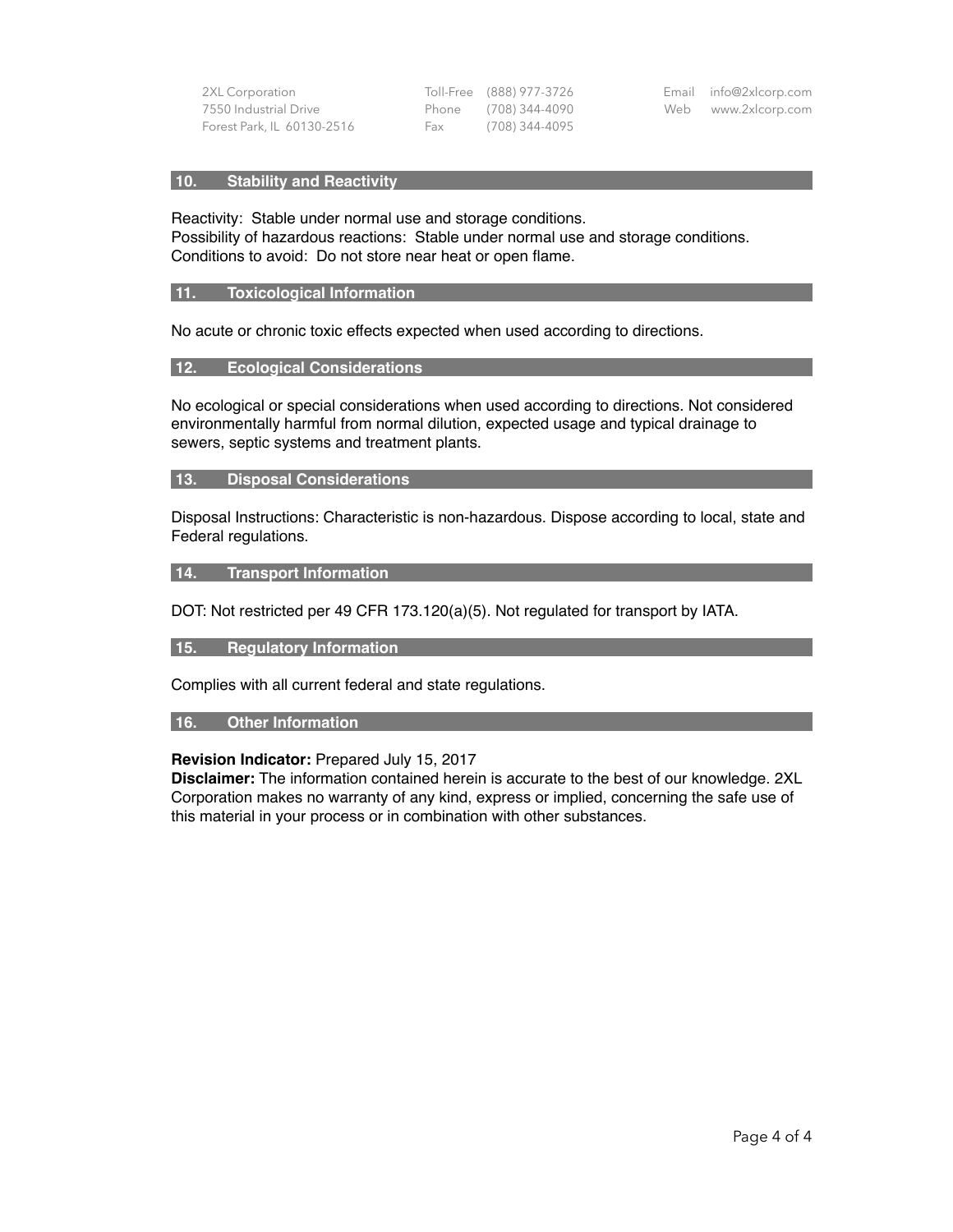## 10. Stability and Reactivity

Reactivity: Stable under normal use and storage conditions.
Possibility of hazardous reactions: Stable under normal use and storage conditions.
Conditions to avoid: Do not store near heat or open flame.

## 11. Toxicological Information

No acute or chronic toxic effects expected when used according to directions.

## 12. Ecological Considerations

No ecological or special considerations when used according to directions. Not considered environmentally harmful from normal dilution, expected usage and typical drainage to sewers, septic systems and treatment plants.

## 13. Disposal Considerations

Disposal Instructions: Characteristic is non-hazardous. Dispose according to local, state and Federal regulations.

## 14. Transport Information

DOT: Not restricted per 49 CFR 173.120(a)(5). Not regulated for transport by IATA.

## 15. Regulatory Information

Complies with all current federal and state regulations.

## 16. Other Information

**Revision Indicator:** Prepared July 15, 2017
**Disclaimer:** The information contained herein is accurate to the best of our knowledge. 2XL Corporation makes no warranty of any kind, express or implied, concerning the safe use of this material in your process or in combination with other substances.